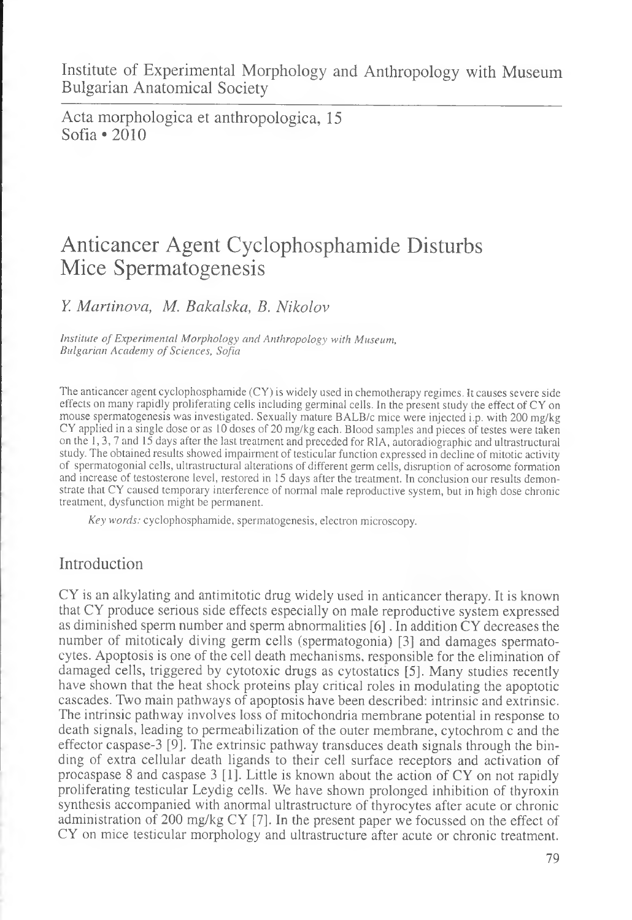Institute of Experimental Morphology and Anthropology with Museum
Bulgarian Anatomical Society

Acta morphologica et anthropologica, 15
Sofia • 2010

# Anticancer Agent Cyclophosphamide Disturbs Mice Spermatogenesis

*Y. Martinova, M. Bakalska, B. Nikolov*

*Institute of Experimental Morphology and Anthropology with Museum, Bulgarian Academy of Sciences, Sofia*

The anticancer agent cyclophosphamide (CY) is widely used in chemotherapy regimes. It causes severe side effects on many rapidly proliferating cells including germinal cells. In the present study the effect of CY on mouse spermatogenesis was investigated. Sexually mature BALB/c mice were injected i.p. with 200 mg/kg CY applied in a single dose or as 10 doses of 20 mg/kg each. Blood samples and pieces of testes were taken on the 1, 3, 7 and 15 days after the last treatment and preceded for RIA, autoradiographic and ultrastructural study. The obtained results showed impairment of testicular function expressed in decline of mitotic activity of spermatogonial cells, ultrastructural alterations of different germ cells, disruption of acrosome formation and increase of testosterone level, restored in 15 days after the treatment. In conclusion our results demonstrate that CY caused temporary interference of normal male reproductive system, but in high dose chronic treatment, dysfunction might be permanent.

*Key words:* cyclophosphamide, spermatogenesis, electron microscopy.

## Introduction

CY is an alkylating and antimitotic drug widely used in anticancer therapy. It is known that CY produce serious side effects especially on male reproductive system expressed as diminished sperm number and sperm abnormalities [6]. In addition CY decreases the number of mitoticaly diving germ cells (spermatogonia) [3] and damages spermatocytes. Apoptosis is one of the cell death mechanisms, responsible for the elimination of damaged cells, triggered by cytotoxic drugs as cytostatics [5]. Many studies recently have shown that the heat shock proteins play critical roles in modulating the apoptotic cascades. Two main pathways of apoptosis have been described: intrinsic and extrinsic. The intrinsic pathway involves loss of mitochondria membrane potential in response to death signals, leading to permeabilization of the outer membrane, cytochrom c and the effector caspase-3 [9]. The extrinsic pathway transduces death signals through the binding of extra cellular death ligands to their cell surface receptors and activation of procaspase 8 and caspase 3 [1]. Little is known about the action of CY on not rapidly proliferating testicular Leydig cells. We have shown prolonged inhibition of thyroxin synthesis accompanied with anormal ultrastructure of thyrocytes after acute or chronic administration of 200 mg/kg CY [7]. In the present paper we focussed on the effect of CY on mice testicular morphology and ultrastructure after acute or chronic treatment.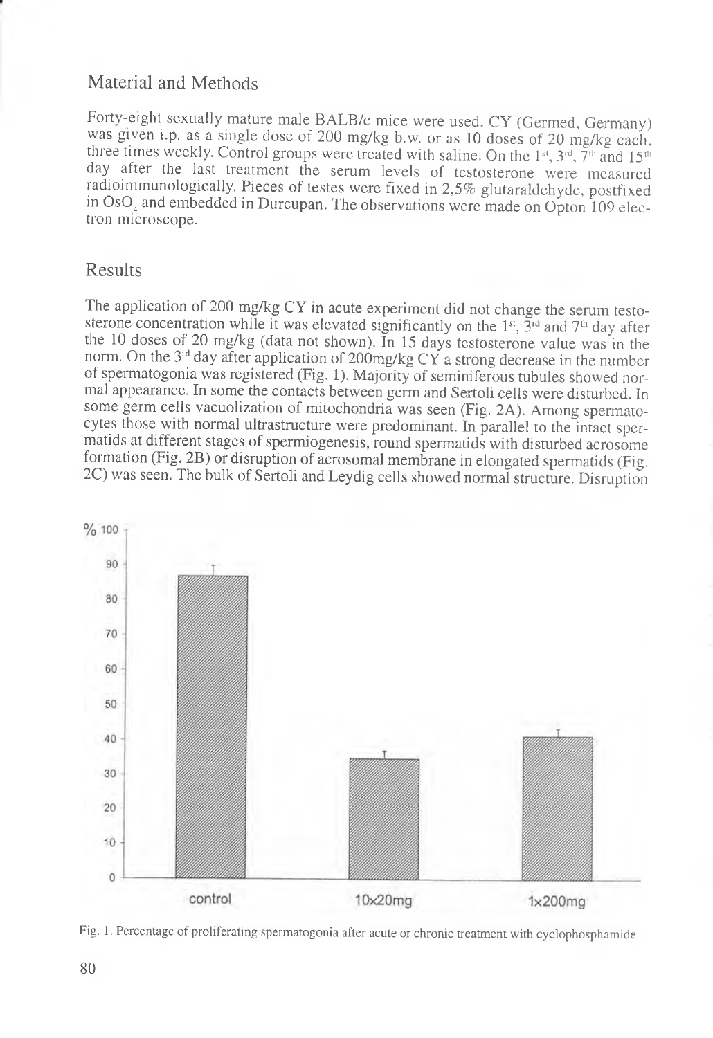## Material and Methods

Forty-eight sexually mature male BALB/c mice were used. CY (Germed, Germany) was given i.p. as a single dose of 200 mg/kg b.w. or as 10 doses of 20 mg/kg each, three times weekly. Control groups were treated with saline. On the 1st, 3rd, 7th and 15th day after the last treatment the serum levels of testosterone were measured radioimmunologically. Pieces of testes were fixed in 2,5% glutaraldehyde, postfixed in $OsO_4$ and embedded in Durcupan. The observations were made on Opton 109 electron microscope.

## Results

The application of 200 mg/kg CY in acute experiment did not change the serum testosterone concentration while it was elevated significantly on the 1st, 3rd and 7th day after the 10 doses of 20 mg/kg (data not shown). In 15 days testosterone value was in the norm. On the 3rd day after application of 200mg/kg CY a strong decrease in the number of spermatogonia was registered (Fig. 1). Majority of seminiferous tubules showed normal appearance. In some the contacts between germ and Sertoli cells were disturbed. In some germ cells vacuolization of mitochondria was seen (Fig. 2A). Among spermatocytes those with normal ultrastructure were predominant. In parallel to the intact spermatids at different stages of spermiogenesis, round spermatids with disturbed acrosome formation (Fig. 2B) or disruption of acrosomal membrane in elongated spermatids (Fig. 2C) was seen. The bulk of Sertoli and Leydig cells showed normal structure. Disruption

Fig. 1. Percentage of proliferating spermatogonia after acute or chronic treatment with cyclophosphamide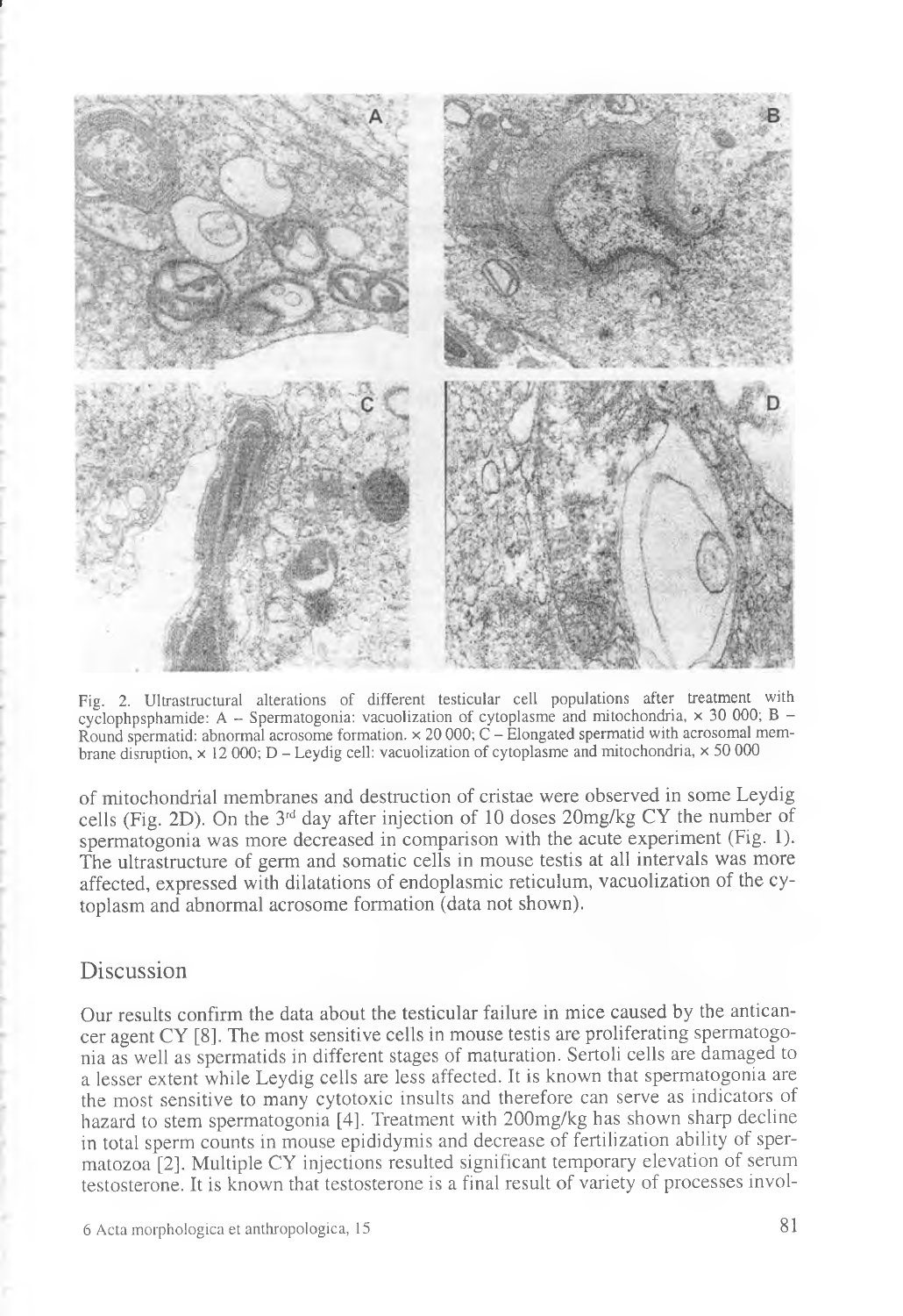Fig. 2. Ultrastructural alterations of different testicular cell populations after treatment with cyclophpsphamide: A – Spermatogonia: vacuolization of cytoplasme and mitochondria, × 30 000; B – Round spermatid: abnormal acrosome formation. × 20 000; C – Elongated spermatid with acrosomal membrane disruption, × 12 000; D – Leydig cell: vacuolization of cytoplasme and mitochondria, × 50 000

of mitochondrial membranes and destruction of cristae were observed in some Leydig cells (Fig. 2D). On the 3[rd] day after injection of 10 doses 20mg/kg CY the number of spermatogonia was more decreased in comparison with the acute experiment (Fig. 1). The ultrastructure of germ and somatic cells in mouse testis at all intervals was more affected, expressed with dilatations of endoplasmic reticulum, vacuolization of the cytoplasm and abnormal acrosome formation (data not shown).

## Discussion

Our results confirm the data about the testicular failure in mice caused by the anticancer agent CY [8]. The most sensitive cells in mouse testis are proliferating spermatogonia as well as spermatids in different stages of maturation. Sertoli cells are damaged to a lesser extent while Leydig cells are less affected. It is known that spermatogonia are the most sensitive to many cytotoxic insults and therefore can serve as indicators of hazard to stem spermatogonia [4]. Treatment with 200mg/kg has shown sharp decline in total sperm counts in mouse epididymis and decrease of fertilization ability of spermatozoa [2]. Multiple CY injections resulted significant temporary elevation of serum testosterone. It is known that testosterone is a final result of variety of processes invol-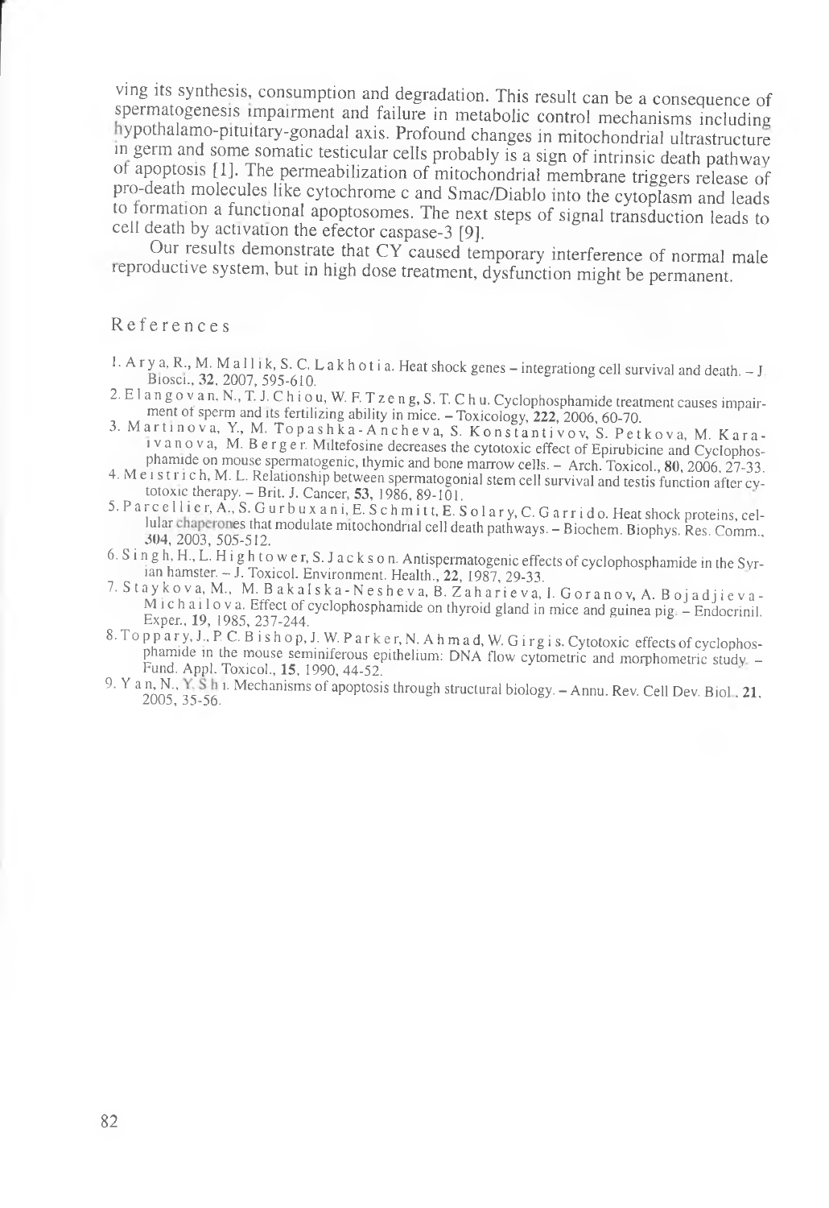ving its synthesis, consumption and degradation. This result can be a consequence of spermatogenesis impairment and failure in metabolic control mechanisms including hypothalamo-pituitary-gonadal axis. Profound changes in mitochondrial ultrastructure in germ and some somatic testicular cells probably is a sign of intrinsic death pathway of apoptosis [1]. The permeabilization of mitochondrial membrane triggers release of pro-death molecules like cytochrome c and Smac/Diablo into the cytoplasm and leads to formation a functional apoptosomes. The next steps of signal transduction leads to cell death by activation the efector caspase-3 [9].

Our results demonstrate that CY caused temporary interference of normal male reproductive system, but in high dose treatment, dysfunction might be permanent.

## References

1. Arya, R., M. Mallik, S. C. Lakhotia. Heat shock genes – integrationg cell survival and death. – J. Biosci., **32**, 2007, 595-610.
2. Elangovan, N., T. J. Chiou, W. F. Tzeng, S. T. Chu. Cyclophosphamide treatment causes impairment of sperm and its fertilizing ability in mice. – Toxicology, **222**, 2006, 60-70.
3. Martinova, Y., M. Topashka-Ancheva, S. Konstantivov, S. Petkova, M. Karaivanova, M. Berger. Miltefosine decreases the cytotoxic effect of Epirubicine and Cyclophosphamide on mouse spermatogenic, thymic and bone marrow cells. – Arch. Toxicol., **80**, 2006, 27-33.
4. Meistrich, M. L. Relationship between spermatogonial stem cell survival and testis function after cytotoxic therapy. – Brit. J. Cancer, **53**, 1986, 89-101.
5. Parcellier, A., S. Gurbuxani, E. Schmitt, E. Solary, C. Garrido. Heat shock proteins, cellular chaperones that modulate mitochondrial cell death pathways. – Biochem. Biophys. Res. Comm., **304**, 2003, 505-512.
6. Singh, H., L. Hightower, S. Jackson. Antispermatogenic effects of cyclophosphamide in the Syrian hamster. – J. Toxicol. Environment. Health., **22**, 1987, 29-33.
7. Staykova, M., M. Bakalska-Nesheva, B. Zaharieva, I. Goranov, A. Bojadjieva-Michailova. Effect of cyclophosphamide on thyroid gland in mice and guinea pig. – Endocrinil. Exper., **19**, 1985, 237-244.
8. Toppary, J., P. C. Bishop, J. W. Parker, N. Ahmad, W. Girgis. Cytotoxic effects of cyclophosphamide in the mouse seminiferous epithelium: DNA flow cytometric and morphometric study. – Fund. Appl. Toxicol., **15**, 1990, 44-52.
9. Yan, N., Y. Shi. Mechanisms of apoptosis through structural biology. – Annu. Rev. Cell Dev. Biol., **21**, 2005, 35-56.